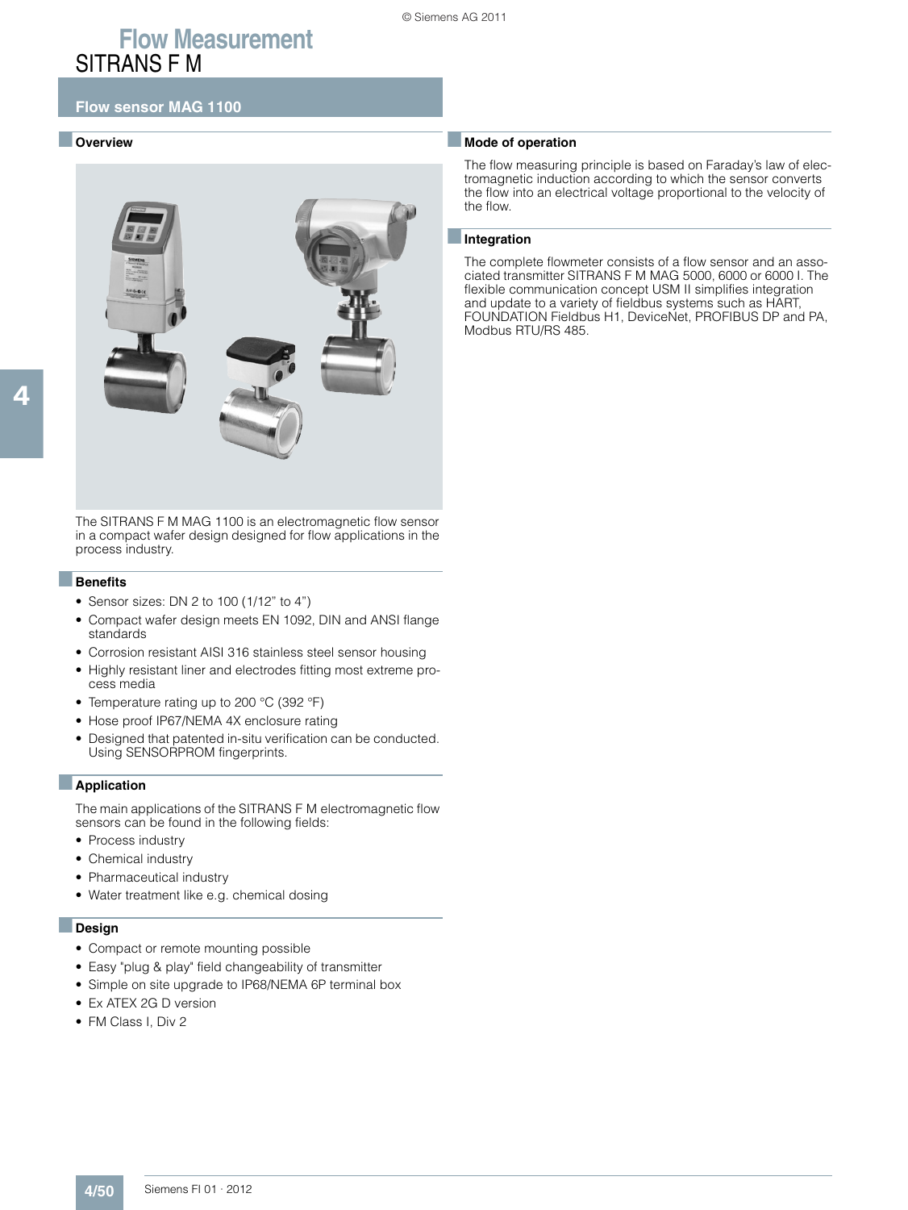# Flow Measurement

## SITRANS F M

### Flow sensor MAG 1100

#### Overview

The SITRANS F M MAG 1100 is an electromagnetic flow sensor in a compact wafer design designed for flow applications in the process industry.

#### Benefits

- Sensor sizes: DN 2 to 100 (1/12" to 4")
- Compact wafer design meets EN 1092, DIN and ANSI flange standards
- Corrosion resistant AISI 316 stainless steel sensor housing
- Highly resistant liner and electrodes fitting most extreme process media
- Temperature rating up to 200 °C (392 °F)
- Hose proof IP67/NEMA 4X enclosure rating
- Designed that patented in-situ verification can be conducted. Using SENSORPROM fingerprints.

#### Application

The main applications of the SITRANS F M electromagnetic flow sensors can be found in the following fields:

- Process industry
- Chemical industry
- Pharmaceutical industry
- Water treatment like e.g. chemical dosing

#### Design

- Compact or remote mounting possible
- Easy "plug & play" field changeability of transmitter
- Simple on site upgrade to IP68/NEMA 6P terminal box
- Ex ATEX 2G D version
- FM Class I, Div 2

#### Mode of operation

The flow measuring principle is based on Faraday's law of electromagnetic induction according to which the sensor converts the flow into an electrical voltage proportional to the velocity of the flow.

#### Integration

The complete flowmeter consists of a flow sensor and an associated transmitter SITRANS F M MAG 5000, 6000 or 6000 I. The flexible communication concept USM II simplifies integration and update to a variety of fieldbus systems such as HART, FOUNDATION Fieldbus H1, DeviceNet, PROFIBUS DP and PA, Modbus RTU/RS 485.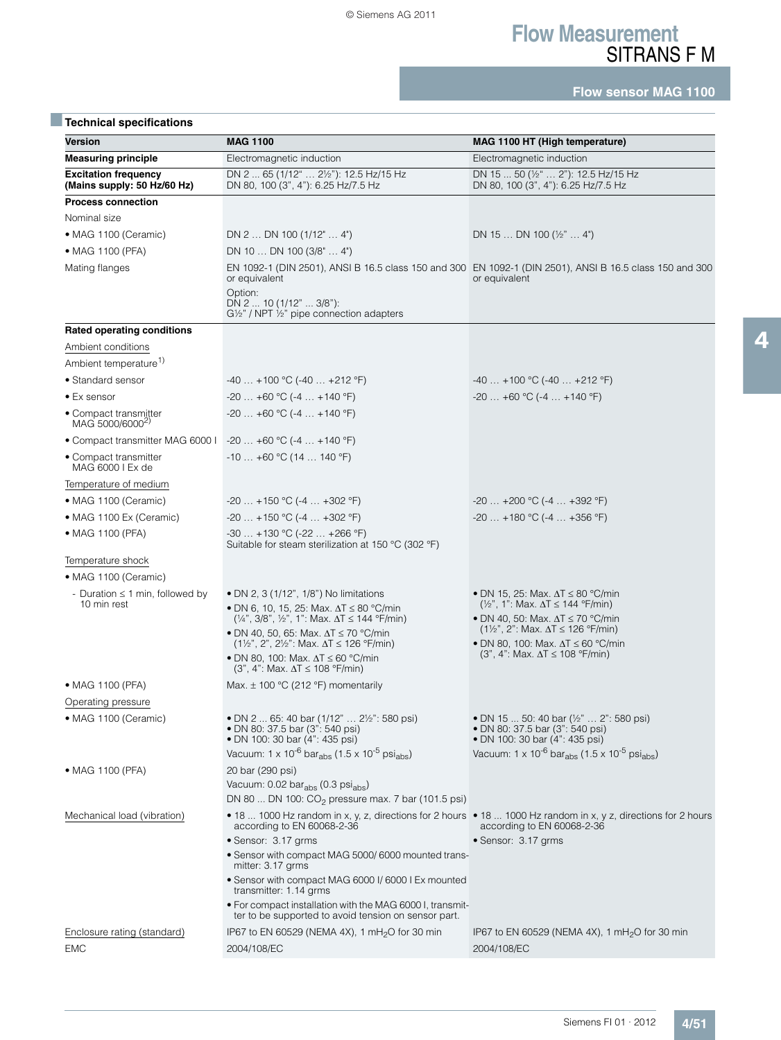## Technical specifications

| Version | MAG 1100 | MAG 1100 HT (High temperature) |
|---|---|---|
| **Measuring principle** | Electromagnetic induction | Electromagnetic induction |
| **Excitation frequency (Mains supply: 50 Hz/60 Hz)** | DN 2 ... 65 (1/12" … 2½"): 12.5 Hz/15 Hz<br>DN 80, 100 (3", 4"): 6.25 Hz/7.5 Hz | DN 15 ... 50 (½" … 2"): 12.5 Hz/15 Hz<br>DN 80, 100 (3", 4"): 6.25 Hz/7.5 Hz |
| **Process connection** | | |
| Nominal size | | |
| • MAG 1100 (Ceramic) | DN 2 … DN 100 (1/12" … 4") | DN 15 … DN 100 (½" … 4") |
| • MAG 1100 (PFA) | DN 10 … DN 100 (3/8" … 4") | |
| Mating flanges | EN 1092-1 (DIN 2501), ANSI B 16.5 class 150 and 300 or equivalent<br>Option:<br>DN 2 ... 10 (1/12" ... 3/8"):<br>G½" / NPT ½" pipe connection adapters | EN 1092-1 (DIN 2501), ANSI B 16.5 class 150 and 300 or equivalent |
| **Rated operating conditions** | | |
| Ambient conditions | | |
| Ambient temperature[1] | | |
| • Standard sensor | -40 … +100 °C (-40 … +212 °F) | -40 … +100 °C (-40 … +212 °F) |
| • Ex sensor | -20 … +60 °C (-4 … +140 °F) | -20 … +60 °C (-4 … +140 °F) |
| • Compact transmitter MAG 5000/6000[2] | -20 … +60 °C (-4 … +140 °F) | |
| • Compact transmitter MAG 6000 I | -20 … +60 °C (-4 … +140 °F) | |
| • Compact transmitter MAG 6000 I Ex de | -10 … +60 °C (14 … 140 °F) | |
| Temperature of medium | | |
| • MAG 1100 (Ceramic) | -20 … +150 °C (-4 … +302 °F) | -20 … +200 °C (-4 … +392 °F) |
| • MAG 1100 Ex (Ceramic) | -20 … +150 °C (-4 … +302 °F) | -20 … +180 °C (-4 … +356 °F) |
| • MAG 1100 (PFA) | -30 … +130 °C (-22 … +266 °F)<br>Suitable for steam sterilization at 150 °C (302 °F) | |
| Temperature shock | | |
| • MAG 1100 (Ceramic) | | |
| - Duration ≤ 1 min, followed by 10 min rest | • DN 2, 3 (1/12", 1/8") No limitations<br>• DN 6, 10, 15, 25: Max. $\Delta T \leq 80$ °C/min (¼", 3/8", ½", 1": Max. $\Delta T \leq 144$ °F/min)<br>• DN 40, 50, 65: Max. $\Delta T \leq 70$ °C/min (1½", 2", 2½": Max. $\Delta T \leq 126$ °F/min)<br>• DN 80, 100: Max. $\Delta T \leq 60$ °C/min (3", 4": Max. $\Delta T \leq 108$ °F/min) | • DN 15, 25: Max. $\Delta T \leq 80$ °C/min (½", 1": Max. $\Delta T \leq 144$ °F/min)<br>• DN 40, 50: Max. $\Delta T \leq 70$ °C/min (1½", 2": Max. $\Delta T \leq 126$ °F/min)<br>• DN 80, 100: Max. $\Delta T \leq 60$ °C/min (3", 4": Max. $\Delta T \leq 108$ °F/min) |
| • MAG 1100 (PFA) | Max. ± 100 °C (212 °F) momentarily | |
| Operating pressure | | |
| • MAG 1100 (Ceramic) | • DN 2 ... 65: 40 bar (1/12" … 2½": 580 psi)<br>• DN 80: 37.5 bar (3": 540 psi)<br>• DN 100: 30 bar (4": 435 psi)<br>Vacuum: 1 x $10^{-6}$ $bar_{abs}$ (1.5 x $10^{-5}$ $psi_{abs}$) | • DN 15 ... 50: 40 bar (½" … 2": 580 psi)<br>• DN 80: 37.5 bar (3": 540 psi)<br>• DN 100: 30 bar (4": 435 psi)<br>Vacuum: 1 x $10^{-6}$ $bar_{abs}$ (1.5 x $10^{-5}$ $psi_{abs}$) |
| • MAG 1100 (PFA) | 20 bar (290 psi)<br>Vacuum: 0.02 $bar_{abs}$ (0.3 $psi_{abs}$)<br>DN 80 ... DN 100: $CO_2$ pressure max. 7 bar (101.5 psi) | |
| Mechanical load (vibration) | • 18 ... 1000 Hz random in x, y, z, directions for 2 hours according to EN 60068-2-36<br>• Sensor: 3.17 grms<br>• Sensor with compact MAG 5000/ 6000 mounted transmitter: 3.17 grms<br>• Sensor with compact MAG 6000 I/ 6000 I Ex mounted transmitter: 1.14 grms<br>• For compact installation with the MAG 6000 I, transmitter to be supported to avoid tension on sensor part. | • 18 ... 1000 Hz random in x, y z, directions for 2 hours according to EN 60068-2-36<br>• Sensor: 3.17 grms |
| Enclosure rating (standard) | IP67 to EN 60529 (NEMA 4X), 1 $mH_2O$ for 30 min | IP67 to EN 60529 (NEMA 4X), 1 $mH_2O$ for 30 min |
| EMC | 2004/108/EC | 2004/108/EC |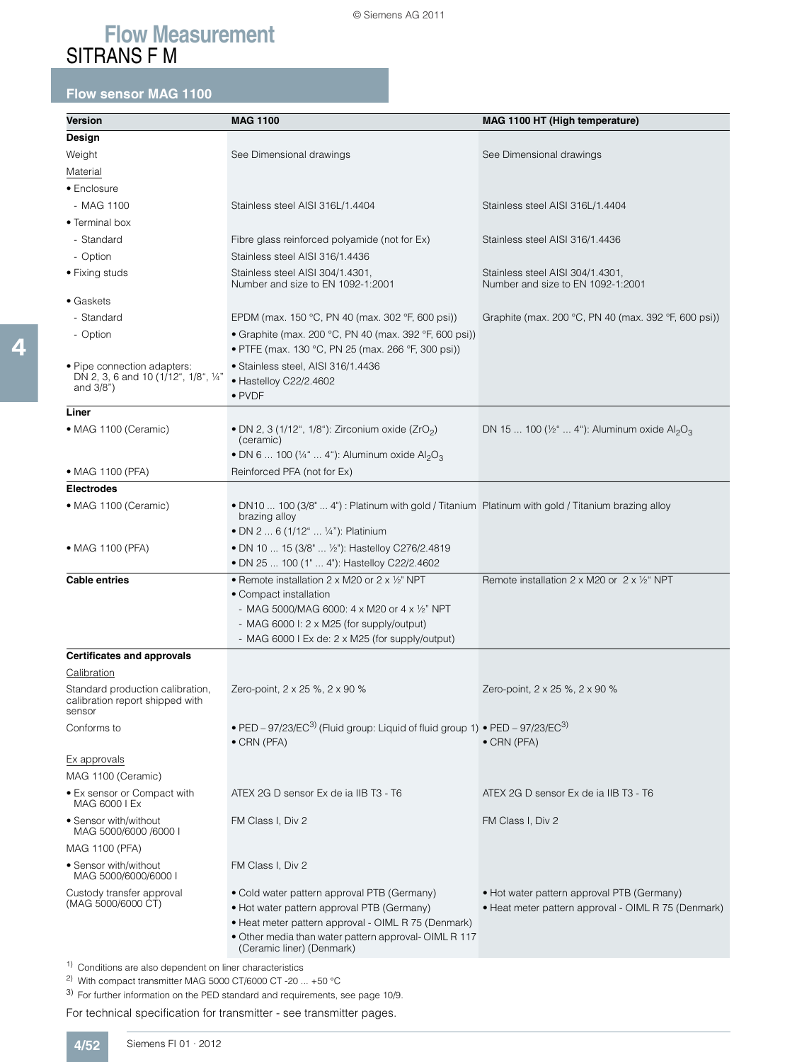# Flow Measurement
## SITRANS F M

### Flow sensor MAG 1100

| Version | MAG 1100 | MAG 1100 HT (High temperature) |
|---|---|---|
| **Design** | | |
| Weight | See Dimensional drawings | See Dimensional drawings |
| Material | | |
| • Enclosure | | |
| - MAG 1100 | Stainless steel AISI 316L/1.4404 | Stainless steel AISI 316L/1.4404 |
| • Terminal box | | |
| - Standard | Fibre glass reinforced polyamide (not for Ex) | Stainless steel AISI 316/1.4436 |
| - Option | Stainless steel AISI 316/1.4436 | |
| • Fixing studs | Stainless steel AISI 304/1.4301, Number and size to EN 1092-1:2001 | Stainless steel AISI 304/1.4301, Number and size to EN 1092-1:2001 |
| • Gaskets | | |
| - Standard | EPDM (max. 150 °C, PN 40 (max. 302 °F, 600 psi)) | Graphite (max. 200 °C, PN 40 (max. 392 °F, 600 psi)) |
| - Option | • Graphite (max. 200 °C, PN 40 (max. 392 °F, 600 psi))<br>• PTFE (max. 130 °C, PN 25 (max. 266 °F, 300 psi)) | |
| • Pipe connection adapters: DN 2, 3, 6 and 10 (1/12", 1/8", ¼" and 3/8") | • Stainless steel, AISI 316/1.4436<br>• Hastelloy C22/2.4602<br>• PVDF | |
| **Liner** | | |
| • MAG 1100 (Ceramic) | • DN 2, 3 (1/12", 1/8"): Zirconium oxide ($ZrO_2$) (ceramic)<br>• DN 6 ... 100 (¼" ... 4"): Aluminum oxide $Al_2O_3$ | DN 15 ... 100 (½" ... 4"): Aluminum oxide $Al_2O_3$ |
| • MAG 1100 (PFA) | Reinforced PFA (not for Ex) | |
| **Electrodes** | | |
| • MAG 1100 (Ceramic) | • DN10 ... 100 (3/8" ... 4") : Platinum with gold / Titanium brazing alloy<br>• DN 2 ... 6 (1/12" ... ¼"): Platinium | Platinum with gold / Titanium brazing alloy |
| • MAG 1100 (PFA) | • DN 10 ... 15 (3/8" ... ½"): Hastelloy C276/2.4819<br>• DN 25 ... 100 (1" ... 4"): Hastelloy C22/2.4602 | |
| **Cable entries** | • Remote installation 2 x M20 or 2 x ½" NPT<br>• Compact installation<br>- MAG 5000/MAG 6000: 4 x M20 or 4 x ½" NPT<br>- MAG 6000 I: 2 x M25 (for supply/output)<br>- MAG 6000 I Ex de: 2 x M25 (for supply/output) | Remote installation 2 x M20 or 2 x ½" NPT |
| **Certificates and approvals** | | |
| Calibration | | |
| Standard production calibration, calibration report shipped with sensor | Zero-point, 2 x 25 %, 2 x 90 % | Zero-point, 2 x 25 %, 2 x 90 % |
| Conforms to | • PED – 97/23/EC[3] (Fluid group: Liquid of fluid group 1)<br>• CRN (PFA) | • PED – 97/23/EC[3]<br>• CRN (PFA) |
| Ex approvals | | |
| MAG 1100 (Ceramic) | | |
| • Ex sensor or Compact with MAG 6000 I Ex | ATEX 2G D sensor Ex de ia IIB T3 - T6 | ATEX 2G D sensor Ex de ia IIB T3 - T6 |
| • Sensor with/without MAG 5000/6000 /6000 I | FM Class I, Div 2 | FM Class I, Div 2 |
| MAG 1100 (PFA) | | |
| • Sensor with/without MAG 5000/6000/6000 I | FM Class I, Div 2 | |
| Custody transfer approval (MAG 5000/6000 CT) | • Cold water pattern approval PTB (Germany)<br>• Hot water pattern approval PTB (Germany)<br>• Heat meter pattern approval - OIML R 75 (Denmark)<br>• Other media than water pattern approval- OIML R 117 (Ceramic liner) (Denmark) | • Hot water pattern approval PTB (Germany)<br>• Heat meter pattern approval - OIML R 75 (Denmark) |

[1] Conditions are also dependent on liner characteristics

[2] With compact transmitter MAG 5000 CT/6000 CT -20 ... +50 °C

[3] For further information on the PED standard and requirements, see page 10/9.

For technical specification for transmitter - see transmitter pages.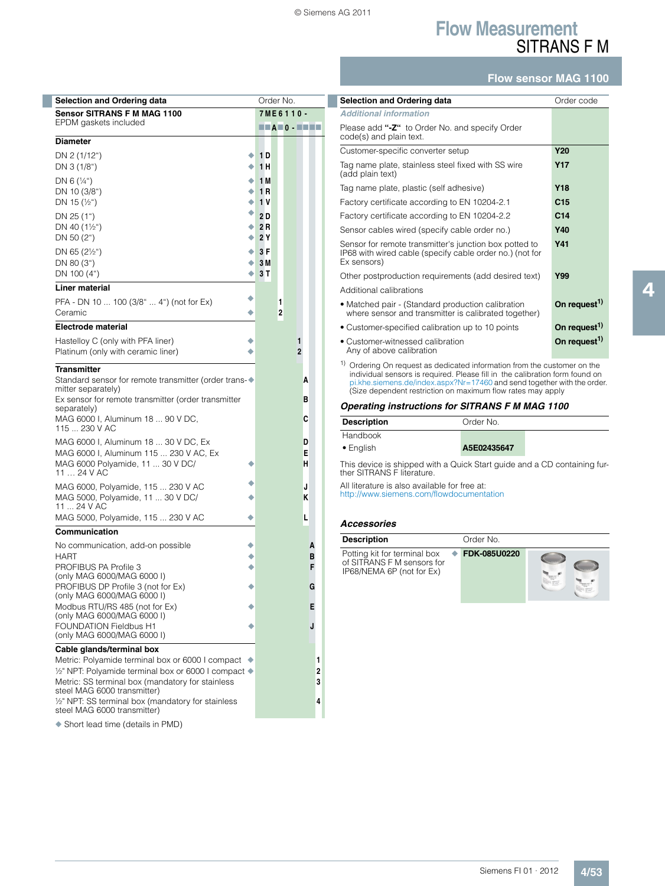# Flow Measurement
## SITRANS F M

### Flow sensor MAG 1100

| Selection and Ordering data | | Order No. |
|---|---|---|
| **Sensor SITRANS F M MAG 1100** | | **7 M E 6 1 1 0 -** |
| EPDM gaskets included | | **■ ■ A ■ 0 - ■ ■ ■ ■** |
| **Diameter** | | |
| DN 2 (1/12") | ◆ | **1 D** |
| DN 3 (1/8") | ◆ | **1 H** |
| DN 6 (¼") | ◆ | **1 M** |
| DN 10 (3/8") | ◆ | **1 R** |
| DN 15 (½") | ◆ | **1 V** |
| DN 25 (1") | ◆ | **2 D** |
| DN 40 (1½") | ◆ | **2 R** |
| DN 50 (2") | ◆ | **2 Y** |
| DN 65 (2½") | ◆ | **3 F** |
| DN 80 (3") | ◆ | **3 M** |
| DN 100 (4") | ◆ | **3 T** |
| **Liner material** | | |
| PFA - DN 10 ... 100 (3/8" ... 4") (not for Ex) | ◆ | **1** |
| Ceramic | ◆ | **2** |
| **Electrode material** | | |
| Hastelloy C (only with PFA liner) | ◆ | **1** |
| Platinum (only with ceramic liner) | ◆ | **2** |
| **Transmitter** | | |
| Standard sensor for remote transmitter (order transmitter separately) | ◆ | **A** |
| Ex sensor for remote transmitter (order transmitter separately) | | **B** |
| MAG 6000 I, Aluminum 18 ... 90 V DC, 115 ... 230 V AC | | **C** |
| MAG 6000 I, Aluminum 18 ... 30 V DC, Ex | | **D** |
| MAG 6000 I, Aluminum 115 ... 230 V AC, Ex | | **E** |
| MAG 6000 Polyamide, 11 ... 30 V DC/ 11 ... 24 V AC | ◆ | **H** |
| MAG 6000, Polyamide, 115 ... 230 V AC | ◆ | **J** |
| MAG 5000, Polyamide, 11 ... 30 V DC/ 11 ... 24 V AC | ◆ | **K** |
| MAG 5000, Polyamide, 115 ... 230 V AC | ◆ | **L** |
| **Communication** | | |
| No communication, add-on possible | ◆ | **A** |
| HART | ◆ | **B** |
| PROFIBUS PA Profile 3 (only MAG 6000/MAG 6000 I) | ◆ | **F** |
| PROFIBUS DP Profile 3 (not for Ex) (only MAG 6000/MAG 6000 I) | ◆ | **G** |
| Modbus RTU/RS 485 (not for Ex) (only MAG 6000/MAG 6000 I) | ◆ | **E** |
| FOUNDATION Fieldbus H1 (only MAG 6000/MAG 6000 I) | ◆ | **J** |
| **Cable glands/terminal box** | | |
| Metric: Polyamide terminal box or 6000 I compact | ◆ | **1** |
| ½" NPT: Polyamide terminal box or 6000 I compact | ◆ | **2** |
| Metric: SS terminal box (mandatory for stainless steel MAG 6000 transmitter) | | **3** |
| ½" NPT: SS terminal box (mandatory for stainless steel MAG 6000 transmitter) | | **4** |

◆ Short lead time (details in PMD)

| Selection and Ordering data | Order code |
|---|---|
| ***Additional information*** | |
| Please add **"-Z"** to Order No. and specify Order code(s) and plain text. | |
| Customer-specific converter setup | **Y20** |
| Tag name plate, stainless steel fixed with SS wire (add plain text) | **Y17** |
| Tag name plate, plastic (self adhesive) | **Y18** |
| Factory certificate according to EN 10204-2.1 | **C15** |
| Factory certificate according to EN 10204-2.2 | **C14** |
| Sensor cables wired (specify cable order no.) | **Y40** |
| Sensor for remote transmitter's junction box potted to IP68 with wired cable (specify cable order no.) (not for Ex sensors) | **Y41** |
| Other postproduction requirements (add desired text) | **Y99** |
| Additional calibrations | |
| • Matched pair - (Standard production calibration where sensor and transmitter is calibrated together) | **On request[1)]** |
| • Customer-specified calibration up to 10 points | **On request[1)]** |
| • Customer-witnessed calibration<br>Any of above calibration | **On request[1)]** |

[1)] Ordering On request as dedicated information from the customer on the individual sensors is required. Please fill in the calibration form found on pi.khe.siemens.de/index.aspx?Nr=17460 and send together with the order. (Size dependent restriction on maximum flow rates may apply

### *Operating instructions for SITRANS F M MAG 1100*

| Description | Order No. |
|---|---|
| Handbook | |
| • English | **A5E02435647** |

This device is shipped with a Quick Start guide and a CD containing further SITRANS F literature.

All literature is also available for free at:
http://www.siemens.com/flowdocumentation

### *Accessories*

| Description | | Order No. |
|---|---|---|
| Potting kit for terminal box of SITRANS F M sensors for IP68/NEMA 6P (not for Ex) | ◆ | **FDK-085U0220** |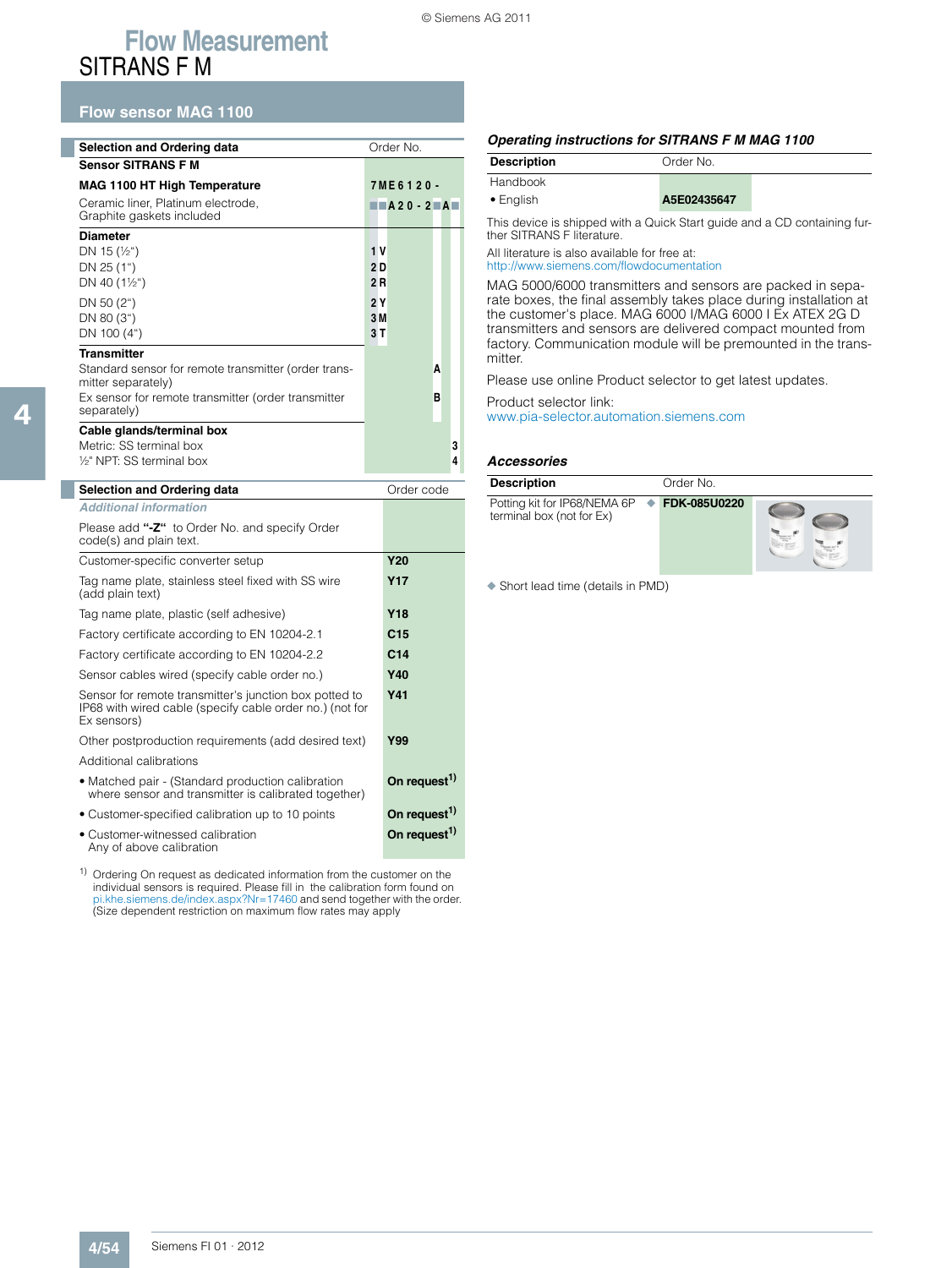# Flow Measurement
## SITRANS F M

### Flow sensor MAG 1100

| Selection and Ordering data | Order No. |
|---|---|
| **Sensor SITRANS F M** | |
| **MAG 1100 HT High Temperature** | **7ME6120-** |
| Ceramic liner, Platinum electrode, Graphite gaskets included | **■■A20-2■A■** |
| **Diameter** | |
| DN 15 (½") | **1V** |
| DN 25 (1") | **2D** |
| DN 40 (1½") | **2R** |
| DN 50 (2") | **2Y** |
| DN 80 (3") | **3M** |
| DN 100 (4") | **3T** |
| **Transmitter** | |
| Standard sensor for remote transmitter (order transmitter separately) | **A** |
| Ex sensor for remote transmitter (order transmitter separately) | **B** |
| **Cable glands/terminal box** | |
| Metric: SS terminal box | **3** |
| ½" NPT: SS terminal box | **4** |

| Selection and Ordering data | Order code |
|---|---|
| *Additional information* | |
| Please add **"-Z"** to Order No. and specify Order code(s) and plain text. | |
| Customer-specific converter setup | **Y20** |
| Tag name plate, stainless steel fixed with SS wire (add plain text) | **Y17** |
| Tag name plate, plastic (self adhesive) | **Y18** |
| Factory certificate according to EN 10204-2.1 | **C15** |
| Factory certificate according to EN 10204-2.2 | **C14** |
| Sensor cables wired (specify cable order no.) | **Y40** |
| Sensor for remote transmitter's junction box potted to IP68 with wired cable (specify cable order no.) (not for Ex sensors) | **Y41** |
| Other postproduction requirements (add desired text) | **Y99** |
| Additional calibrations | |
| • Matched pair - (Standard production calibration where sensor and transmitter is calibrated together) | **On request**[1] |
| • Customer-specified calibration up to 10 points | **On request**[1] |
| • Customer-witnessed calibration Any of above calibration | **On request**[1] |

[1] Ordering On request as dedicated information from the customer on the individual sensors is required. Please fill in the calibration form found on pi.khe.siemens.de/index.aspx?Nr=17460 and send together with the order. (Size dependent restriction on maximum flow rates may apply

### *Operating instructions for SITRANS F M MAG 1100*

| Description | Order No. |
|---|---|
| Handbook | |
| • English | **A5E02435647** |

This device is shipped with a Quick Start guide and a CD containing further SITRANS F literature.

All literature is also available for free at:
http://www.siemens.com/flowdocumentation

MAG 5000/6000 transmitters and sensors are packed in separate boxes, the final assembly takes place during installation at the customer's place. MAG 6000 I/MAG 6000 I Ex ATEX 2G D transmitters and sensors are delivered compact mounted from factory. Communication module will be premounted in the transmitter.

Please use online Product selector to get latest updates.

Product selector link:
www.pia-selector.automation.siemens.com

### *Accessories*

| Description | Order No. |
|---|---|
| Potting kit for IP68/NEMA 6P terminal box (not for Ex) | ◆ **FDK-085U0220** |

◆ Short lead time (details in PMD)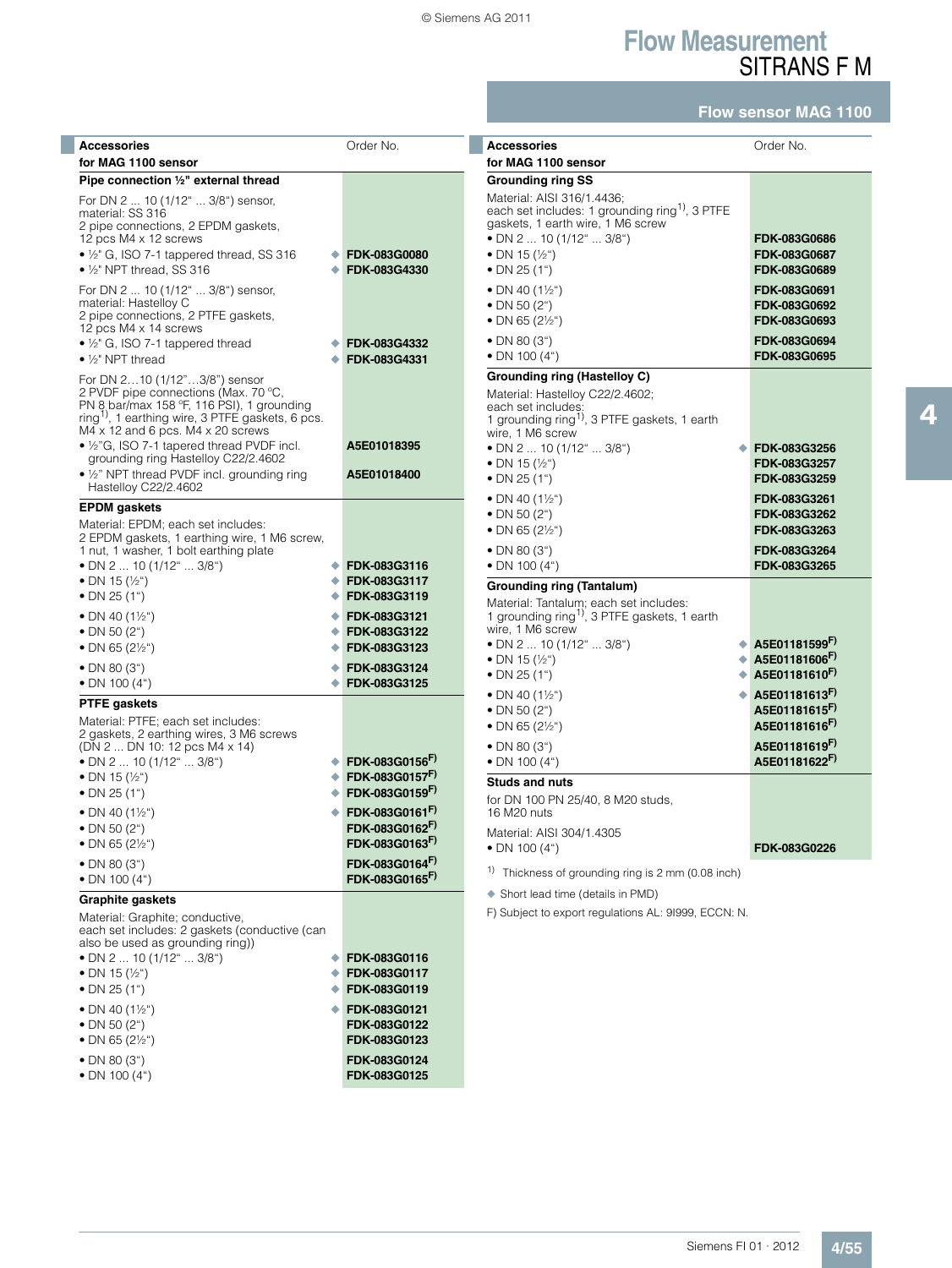# Flow Measurement
## SITRANS F M

### Flow sensor MAG 1100

| Accessories for MAG 1100 sensor | | Order No. |
|---|---|---|
| **Pipe connection ½" external thread** | | |
| For DN 2 ... 10 (1/12" ... 3/8") sensor, material: SS 316, 2 pipe connections, 2 EPDM gaskets, 12 pcs M4 x 12 screws | | |
| • ½" G, ISO 7-1 tappered thread, SS 316 | ◆ | FDK-083G0080 |
| • ½" NPT thread, SS 316 | ◆ | FDK-083G4330 |
| For DN 2 ... 10 (1/12" ... 3/8") sensor, material: Hastelloy C, 2 pipe connections, 2 PTFE gaskets, 12 pcs M4 x 14 screws | | |
| • ½" G, ISO 7-1 tappered thread | ◆ | FDK-083G4332 |
| • ½" NPT thread | ◆ | FDK-083G4331 |
| For DN 2…10 (1/12"…3/8") sensor, 2 PVDF pipe connections (Max. 70 °C, PN 8 bar/max 158 °F, 116 PSI), 1 grounding ring[1], 1 earthing wire, 3 PTFE gaskets, 6 pcs. M4 x 12 and 6 pcs. M4 x 20 screws | | |
| • ½"G, ISO 7-1 tapered thread PVDF incl. grounding ring Hastelloy C22/2.4602 | | A5E01018395 |
| • ½" NPT thread PVDF incl. grounding ring Hastelloy C22/2.4602 | | A5E01018400 |
| **EPDM gaskets** | | |
| Material: EPDM; each set includes: 2 EPDM gaskets, 1 earthing wire, 1 M6 screw, 1 nut, 1 washer, 1 bolt earthing plate | | |
| • DN 2 ... 10 (1/12" ... 3/8") | ◆ | FDK-083G3116 |
| • DN 15 (½") | ◆ | FDK-083G3117 |
| • DN 25 (1") | ◆ | FDK-083G3119 |
| • DN 40 (1½") | ◆ | FDK-083G3121 |
| • DN 50 (2") | ◆ | FDK-083G3122 |
| • DN 65 (2½") | ◆ | FDK-083G3123 |
| • DN 80 (3") | ◆ | FDK-083G3124 |
| • DN 100 (4") | ◆ | FDK-083G3125 |
| **PTFE gaskets** | | |
| Material: PTFE; each set includes: 2 gaskets, 2 earthing wires, 3 M6 screws (DN 2 ... DN 10: 12 pcs M4 x 14) | | |
| • DN 2 ... 10 (1/12" ... 3/8") | ◆ | FDK-083G0156[F)] |
| • DN 15 (½") | ◆ | FDK-083G0157[F)] |
| • DN 25 (1") | ◆ | FDK-083G0159[F)] |
| • DN 40 (1½") | ◆ | FDK-083G0161[F)] |
| • DN 50 (2") | | FDK-083G0162[F)] |
| • DN 65 (2½") | | FDK-083G0163[F)] |
| • DN 80 (3") | | FDK-083G0164[F)] |
| • DN 100 (4") | | FDK-083G0165[F)] |
| **Graphite gaskets** | | |
| Material: Graphite; conductive, each set includes: 2 gaskets (conductive (can also be used as grounding ring)) | | |
| • DN 2 ... 10 (1/12" ... 3/8") | ◆ | FDK-083G0116 |
| • DN 15 (½") | ◆ | FDK-083G0117 |
| • DN 25 (1") | ◆ | FDK-083G0119 |
| • DN 40 (1½") | ◆ | FDK-083G0121 |
| • DN 50 (2") | | FDK-083G0122 |
| • DN 65 (2½") | | FDK-083G0123 |
| • DN 80 (3") | | FDK-083G0124 |
| • DN 100 (4") | | FDK-083G0125 |

| Accessories for MAG 1100 sensor | | Order No. |
|---|---|---|
| **Grounding ring SS** | | |
| Material: AISI 316/1.4436; each set includes: 1 grounding ring[1], 3 PTFE gaskets, 1 earth wire, 1 M6 screw | | |
| • DN 2 ... 10 (1/12" ... 3/8") | | FDK-083G0686 |
| • DN 15 (½") | | FDK-083G0687 |
| • DN 25 (1") | | FDK-083G0689 |
| • DN 40 (1½") | | FDK-083G0691 |
| • DN 50 (2") | | FDK-083G0692 |
| • DN 65 (2½") | | FDK-083G0693 |
| • DN 80 (3") | | FDK-083G0694 |
| • DN 100 (4") | | FDK-083G0695 |
| **Grounding ring (Hastelloy C)** | | |
| Material: Hastelloy C22/2.4602; each set includes: 1 grounding ring[1], 3 PTFE gaskets, 1 earth wire, 1 M6 screw | | |
| • DN 2 ... 10 (1/12" ... 3/8") | ◆ | FDK-083G3256 |
| • DN 15 (½") | | FDK-083G3257 |
| • DN 25 (1") | | FDK-083G3259 |
| • DN 40 (1½") | | FDK-083G3261 |
| • DN 50 (2") | | FDK-083G3262 |
| • DN 65 (2½") | | FDK-083G3263 |
| • DN 80 (3") | | FDK-083G3264 |
| • DN 100 (4") | | FDK-083G3265 |
| **Grounding ring (Tantalum)** | | |
| Material: Tantalum; each set includes: 1 grounding ring[1], 3 PTFE gaskets, 1 earth wire, 1 M6 screw | | |
| • DN 2 ... 10 (1/12" ... 3/8") | ◆ | A5E01181599[F)] |
| • DN 15 (½") | ◆ | A5E01181606[F)] |
| • DN 25 (1") | ◆ | A5E01181610[F)] |
| • DN 40 (1½") | ◆ | A5E01181613[F)] |
| • DN 50 (2") | | A5E01181615[F)] |
| • DN 65 (2½") | | A5E01181616[F)] |
| • DN 80 (3") | | A5E01181619[F)] |
| • DN 100 (4") | | A5E01181622[F)] |
| **Studs and nuts** | | |
| for DN 100 PN 25/40, 8 M20 studs, 16 M20 nuts | | |
| Material: AISI 304/1.4305 | | |
| • DN 100 (4") | | FDK-083G0226 |

[1] Thickness of grounding ring is 2 mm (0.08 inch)

◆ Short lead time (details in PMD)

F) Subject to export regulations AL: 9I999, ECCN: N.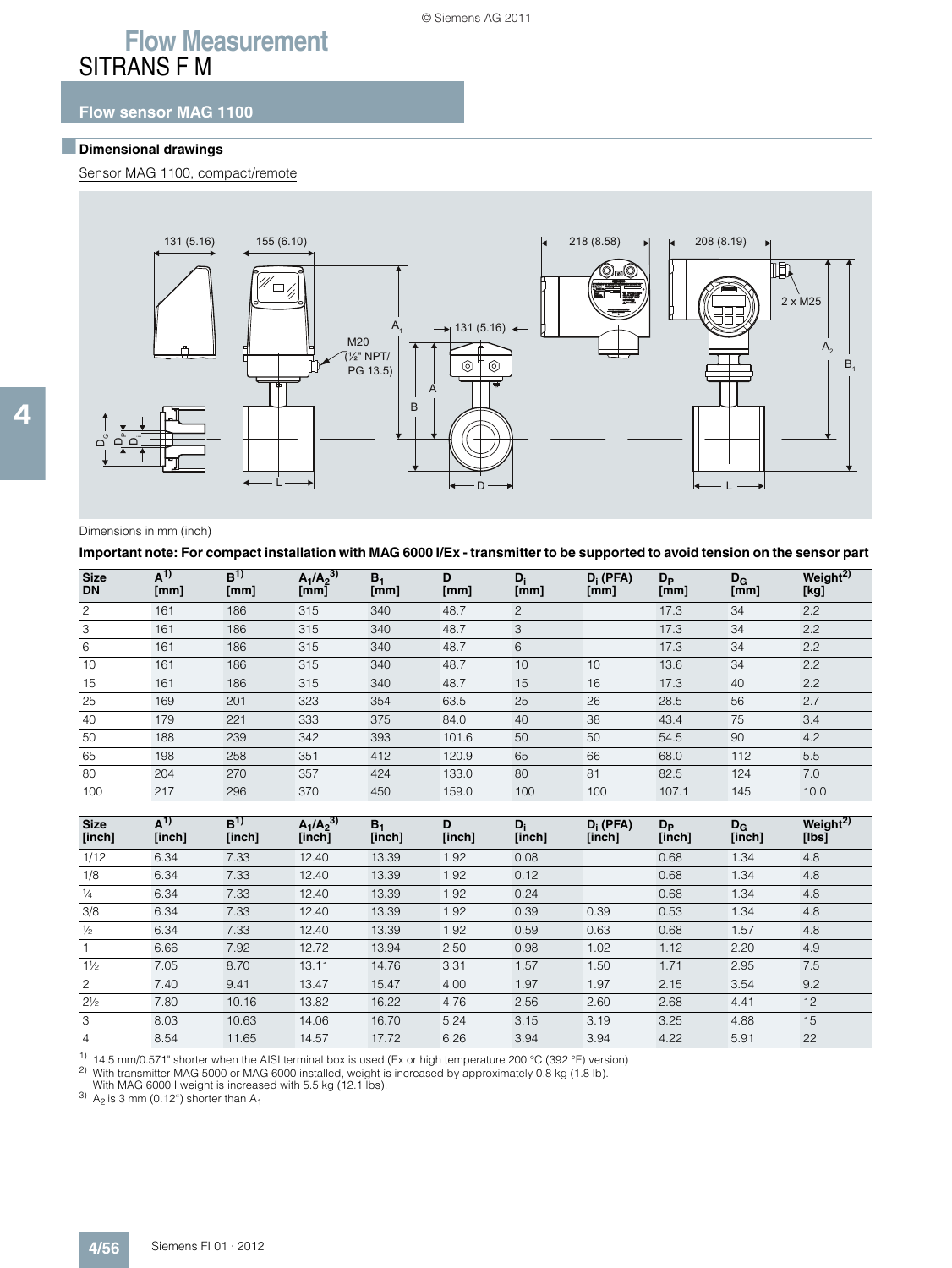# Flow Measurement

## SITRANS F M

### Flow sensor MAG 1100

### Dimensional drawings

Sensor MAG 1100, compact/remote

Dimensions in mm (inch)

**Important note: For compact installation with MAG 6000 I/Ex - transmitter to be supported to avoid tension on the sensor part**

| Size DN | A[1) ] [mm] | B[1)] [mm] | $A_1/A_2$[3)] [mm] | $B_1$ [mm] | D [mm] | $D_i$ [mm] | $D_i$ (PFA) [mm] | $D_P$ [mm] | $D_G$ [mm] | Weight[2)] [kg] |
|---|---|---|---|---|---|---|---|---|---|---|
| 2 | 161 | 186 | 315 | 340 | 48.7 | 2 | | 17.3 | 34 | 2.2 |
| 3 | 161 | 186 | 315 | 340 | 48.7 | 3 | | 17.3 | 34 | 2.2 |
| 6 | 161 | 186 | 315 | 340 | 48.7 | 6 | | 17.3 | 34 | 2.2 |
| 10 | 161 | 186 | 315 | 340 | 48.7 | 10 | 10 | 13.6 | 34 | 2.2 |
| 15 | 161 | 186 | 315 | 340 | 48.7 | 15 | 16 | 17.3 | 40 | 2.2 |
| 25 | 169 | 201 | 323 | 354 | 63.5 | 25 | 26 | 28.5 | 56 | 2.7 |
| 40 | 179 | 221 | 333 | 375 | 84.0 | 40 | 38 | 43.4 | 75 | 3.4 |
| 50 | 188 | 239 | 342 | 393 | 101.6 | 50 | 50 | 54.5 | 90 | 4.2 |
| 65 | 198 | 258 | 351 | 412 | 120.9 | 65 | 66 | 68.0 | 112 | 5.5 |
| 80 | 204 | 270 | 357 | 424 | 133.0 | 80 | 81 | 82.5 | 124 | 7.0 |
| 100 | 217 | 296 | 370 | 450 | 159.0 | 100 | 100 | 107.1 | 145 | 10.0 |

| Size [inch] | A[1)] [inch] | B[1)] [inch] | $A_1/A_2$[3)] [inch] | $B_1$ [inch] | D [inch] | $D_i$ [inch] | $D_i$ (PFA) [inch] | $D_P$ [inch] | $D_G$ [inch] | Weight[2)] [lbs] |
|---|---|---|---|---|---|---|---|---|---|---|
| 1/12 | 6.34 | 7.33 | 12.40 | 13.39 | 1.92 | 0.08 | | 0.68 | 1.34 | 4.8 |
| 1/8 | 6.34 | 7.33 | 12.40 | 13.39 | 1.92 | 0.12 | | 0.68 | 1.34 | 4.8 |
| ¼ | 6.34 | 7.33 | 12.40 | 13.39 | 1.92 | 0.24 | | 0.68 | 1.34 | 4.8 |
| 3/8 | 6.34 | 7.33 | 12.40 | 13.39 | 1.92 | 0.39 | 0.39 | 0.53 | 1.34 | 4.8 |
| ½ | 6.34 | 7.33 | 12.40 | 13.39 | 1.92 | 0.59 | 0.63 | 0.68 | 1.57 | 4.8 |
| 1 | 6.66 | 7.92 | 12.72 | 13.94 | 2.50 | 0.98 | 1.02 | 1.12 | 2.20 | 4.9 |
| 1½ | 7.05 | 8.70 | 13.11 | 14.76 | 3.31 | 1.57 | 1.50 | 1.71 | 2.95 | 7.5 |
| 2 | 7.40 | 9.41 | 13.47 | 15.47 | 4.00 | 1.97 | 1.97 | 2.15 | 3.54 | 9.2 |
| 2½ | 7.80 | 10.16 | 13.82 | 16.22 | 4.76 | 2.56 | 2.60 | 2.68 | 4.41 | 12 |
| 3 | 8.03 | 10.63 | 14.06 | 16.70 | 5.24 | 3.15 | 3.19 | 3.25 | 4.88 | 15 |
| 4 | 8.54 | 11.65 | 14.57 | 17.72 | 6.26 | 3.94 | 3.94 | 4.22 | 5.91 | 22 |

1) 14.5 mm/0.571" shorter when the AISI terminal box is used (Ex or high temperature 200 °C (392 °F) version)

2) With transmitter MAG 5000 or MAG 6000 installed, weight is increased by approximately 0.8 kg (1.8 lb). With MAG 6000 I weight is increased with 5.5 kg (12.1 lbs).

3) $A_2$ is 3 mm (0.12") shorter than $A_1$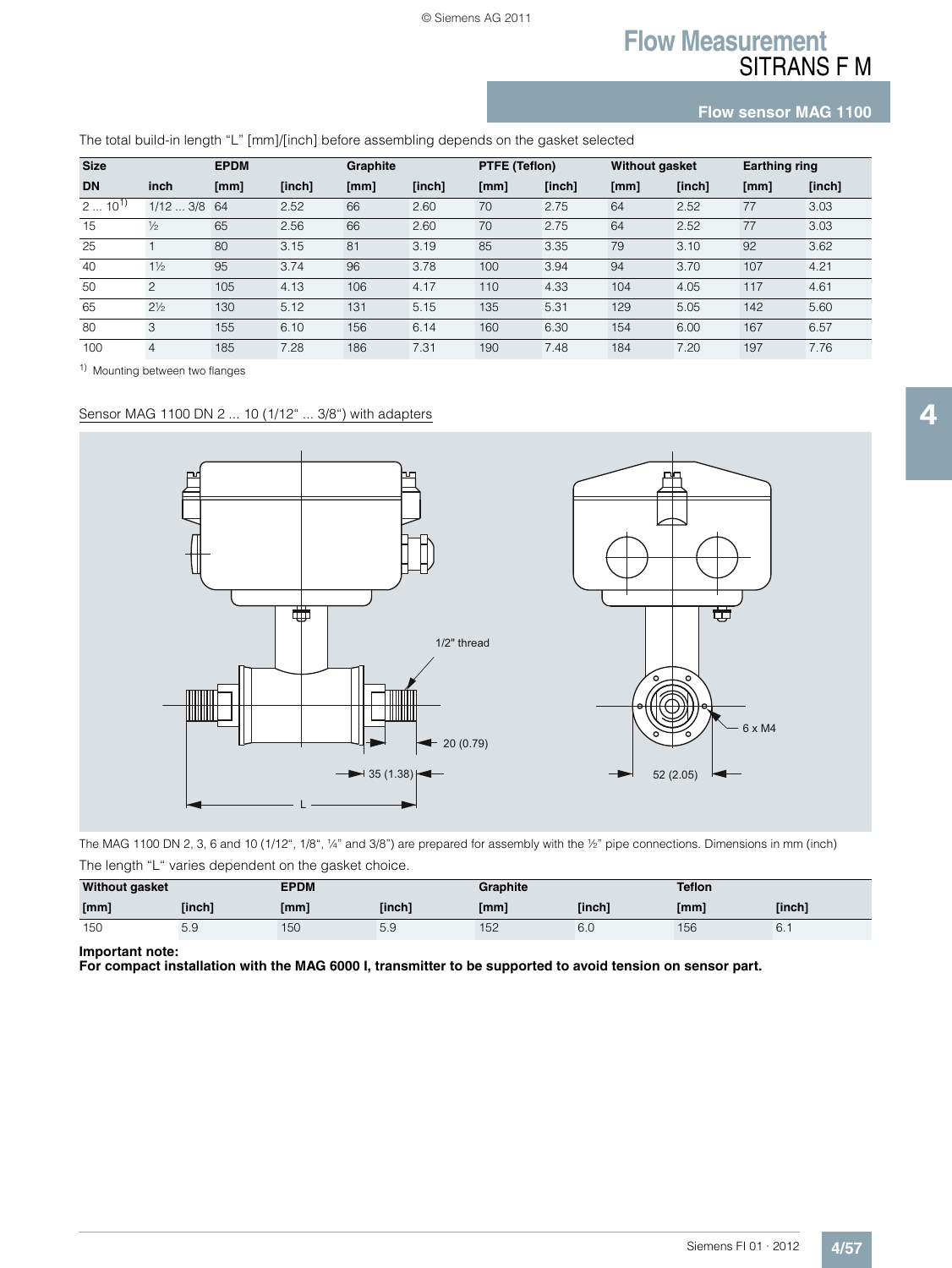The total build-in length "L" [mm]/[inch] before assembling depends on the gasket selected

| Size | | EPDM | | Graphite | | PTFE (Teflon) | | Without gasket | | Earthing ring | |
|---|---|---|---|---|---|---|---|---|---|---|---|
| DN | inch | [mm] | [inch] | [mm] | [inch] | [mm] | [inch] | [mm] | [inch] | [mm] | [inch] |
| 2 ... 10[1] | 1/12 ... 3/8 | 64 | 2.52 | 66 | 2.60 | 70 | 2.75 | 64 | 2.52 | 77 | 3.03 |
| 15 | ½ | 65 | 2.56 | 66 | 2.60 | 70 | 2.75 | 64 | 2.52 | 77 | 3.03 |
| 25 | 1 | 80 | 3.15 | 81 | 3.19 | 85 | 3.35 | 79 | 3.10 | 92 | 3.62 |
| 40 | 1½ | 95 | 3.74 | 96 | 3.78 | 100 | 3.94 | 94 | 3.70 | 107 | 4.21 |
| 50 | 2 | 105 | 4.13 | 106 | 4.17 | 110 | 4.33 | 104 | 4.05 | 117 | 4.61 |
| 65 | 2½ | 130 | 5.12 | 131 | 5.15 | 135 | 5.31 | 129 | 5.05 | 142 | 5.60 |
| 80 | 3 | 155 | 6.10 | 156 | 6.14 | 160 | 6.30 | 154 | 6.00 | 167 | 6.57 |
| 100 | 4 | 185 | 7.28 | 186 | 7.31 | 190 | 7.48 | 184 | 7.20 | 197 | 7.76 |

[1] Mounting between two flanges

Sensor MAG 1100 DN 2 ... 10 (1/12" ... 3/8") with adapters

1/2" thread
20 (0.79)
35 (1.38)
L
6 x M4
52 (2.05)

The MAG 1100 DN 2, 3, 6 and 10 (1/12", 1/8", ¼" and 3/8") are prepared for assembly with the ½" pipe connections. Dimensions in mm (inch)

The length "L" varies dependent on the gasket choice.

| Without gasket | | EPDM | | Graphite | | Teflon | |
|---|---|---|---|---|---|---|---|
| [mm] | [inch] | [mm] | [inch] | [mm] | [inch] | [mm] | [inch] |
| 150 | 5.9 | 150 | 5.9 | 152 | 6.0 | 156 | 6.1 |

**Important note:**
**For compact installation with the MAG 6000 I, transmitter to be supported to avoid tension on sensor part.**